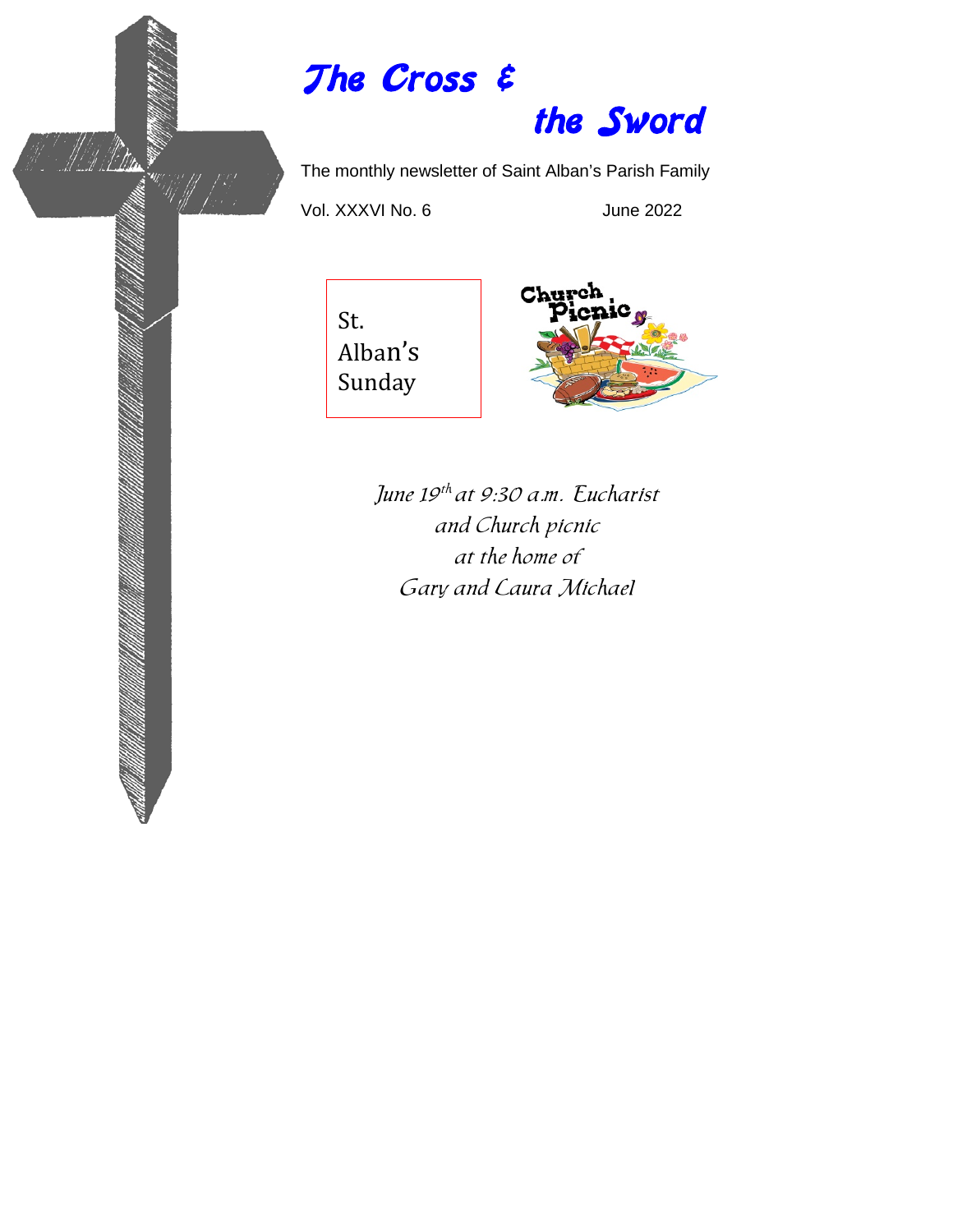# *The Cross & the Sword*

The monthly newsletter of Saint Alban's Parish Family

Vol. XXXVI No. 6 June 2022

St. Alban's Sunday

Church Picnic

*June 19th at 9:30 a.m. Eucharist and Church picnic at the home of Gary and Laura Michael*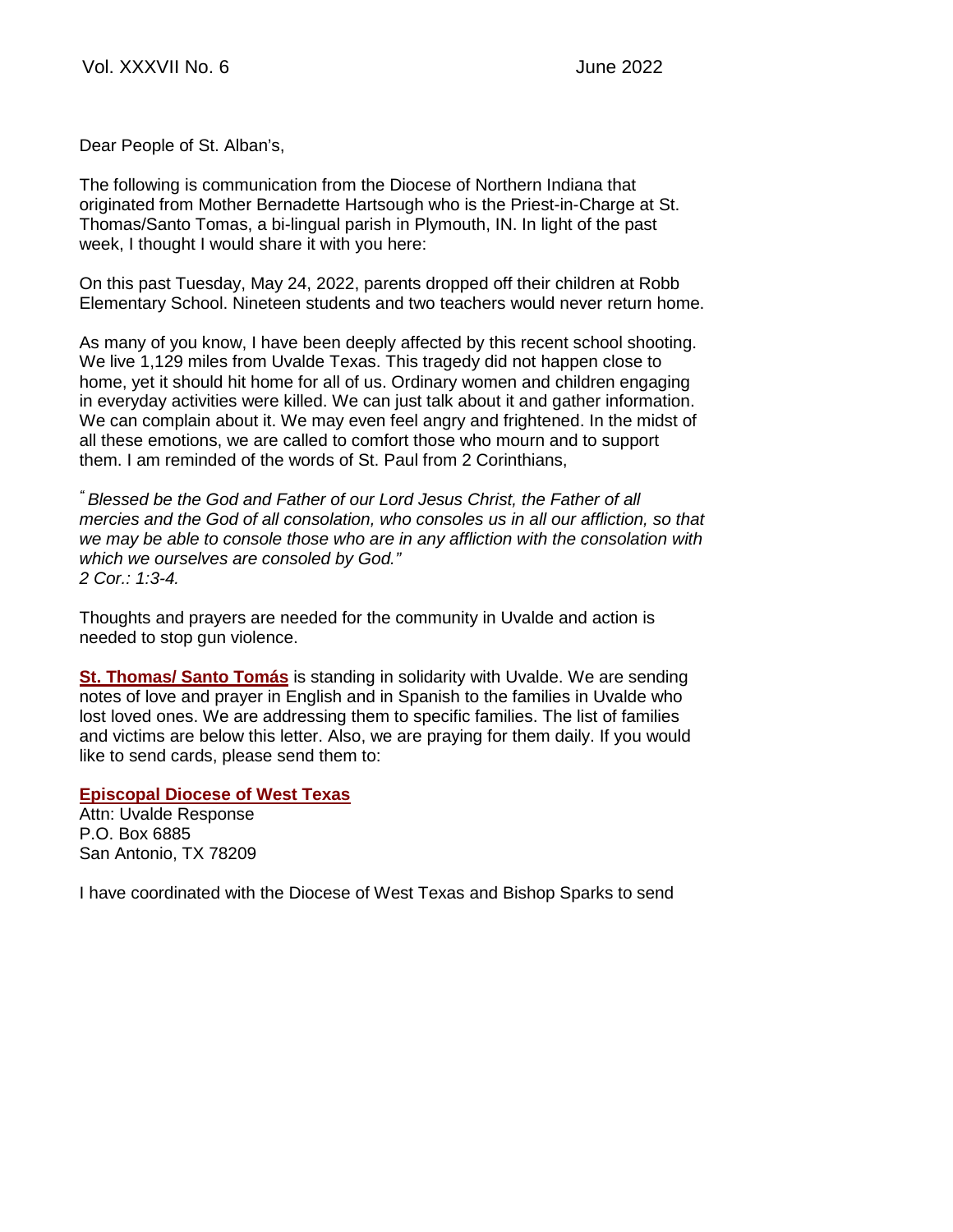Dear People of St. Alban's,

The following is communication from the Diocese of Northern Indiana that originated from Mother Bernadette Hartsough who is the Priest-in-Charge at St. Thomas/Santo Tomas, a bi-lingual parish in Plymouth, IN. In light of the past week, I thought I would share it with you here:

On this past Tuesday, May 24, 2022, parents dropped off their children at Robb Elementary School. Nineteen students and two teachers would never return home.

As many of you know, I have been deeply affected by this recent school shooting. We live 1,129 miles from Uvalde Texas. This tragedy did not happen close to home, yet it should hit home for all of us. Ordinary women and children engaging in everyday activities were killed. We can just talk about it and gather information. We can complain about it. We may even feel angry and frightened. In the midst of all these emotions, we are called to comfort those who mourn and to support them. I am reminded of the words of St. Paul from 2 Corinthians,

*" Blessed be the God and Father of our Lord Jesus Christ, the Father of all mercies and the God of all consolation, who consoles us in all our affliction, so that we may be able to console those who are in any affliction with the consolation with which we ourselves are consoled by God."*
*2 Cor.: 1:3-4.*

Thoughts and prayers are needed for the community in Uvalde and action is needed to stop gun violence.

**St. Thomas/ Santo Tomás** is standing in solidarity with Uvalde. We are sending notes of love and prayer in English and in Spanish to the families in Uvalde who lost loved ones. We are addressing them to specific families. The list of families and victims are below this letter. Also, we are praying for them daily. If you would like to send cards, please send them to:

**Episcopal Diocese of West Texas**
Attn: Uvalde Response
P.O. Box 6885
San Antonio, TX 78209

I have coordinated with the Diocese of West Texas and Bishop Sparks to send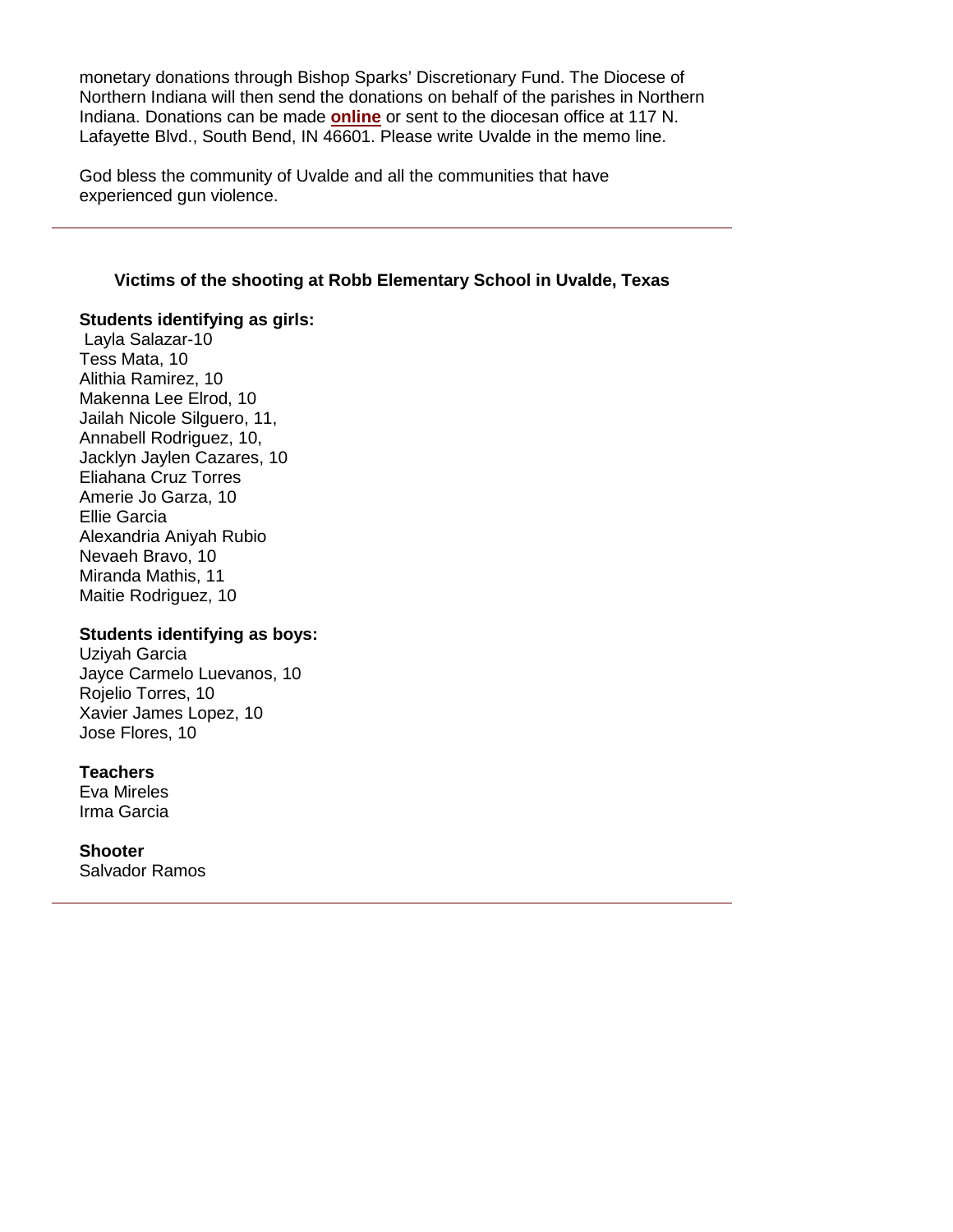monetary donations through Bishop Sparks' Discretionary Fund. The Diocese of Northern Indiana will then send the donations on behalf of the parishes in Northern Indiana. Donations can be made **online** or sent to the diocesan office at 117 N. Lafayette Blvd., South Bend, IN 46601. Please write Uvalde in the memo line.

God bless the community of Uvalde and all the communities that have experienced gun violence.

---

### Victims of the shooting at Robb Elementary School in Uvalde, Texas

**Students identifying as girls:**

Layla Salazar-10
Tess Mata, 10
Alithia Ramirez, 10
Makenna Lee Elrod, 10
Jailah Nicole Silguero, 11,
Annabell Rodriguez, 10,
Jacklyn Jaylen Cazares, 10
Eliahana Cruz Torres
Amerie Jo Garza, 10
Ellie Garcia
Alexandria Aniyah Rubio
Nevaeh Bravo, 10
Miranda Mathis, 11
Maitie Rodriguez, 10

**Students identifying as boys:**

Uziyah Garcia
Jayce Carmelo Luevanos, 10
Rojelio Torres, 10
Xavier James Lopez, 10
Jose Flores, 10

**Teachers**

Eva Mireles
Irma Garcia

**Shooter**

Salvador Ramos

---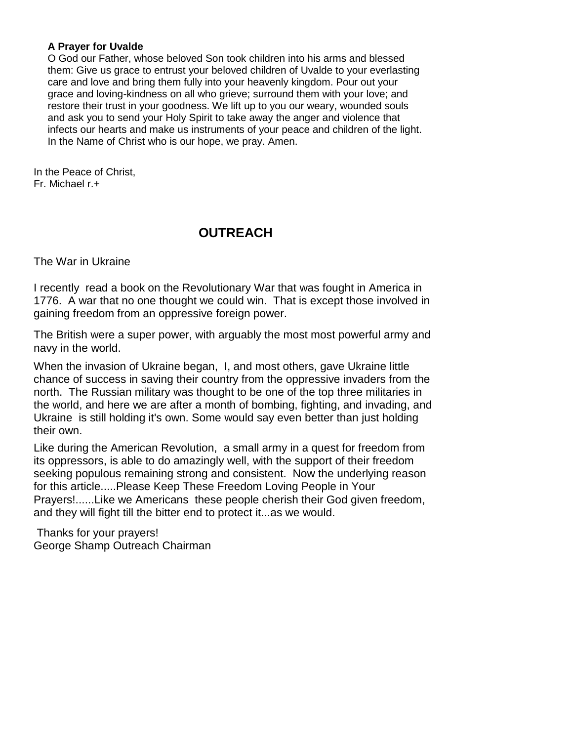**A Prayer for Uvalde**

O God our Father, whose beloved Son took children into his arms and blessed them: Give us grace to entrust your beloved children of Uvalde to your everlasting care and love and bring them fully into your heavenly kingdom. Pour out your grace and loving-kindness on all who grieve; surround them with your love; and restore their trust in your goodness. We lift up to you our weary, wounded souls and ask you to send your Holy Spirit to take away the anger and violence that infects our hearts and make us instruments of your peace and children of the light. In the Name of Christ who is our hope, we pray. Amen.

In the Peace of Christ,
Fr. Michael r.+

## OUTREACH

The War in Ukraine

I recently read a book on the Revolutionary War that was fought in America in 1776. A war that no one thought we could win. That is except those involved in gaining freedom from an oppressive foreign power.

The British were a super power, with arguably the most most powerful army and navy in the world.

When the invasion of Ukraine began, I, and most others, gave Ukraine little chance of success in saving their country from the oppressive invaders from the north. The Russian military was thought to be one of the top three militaries in the world, and here we are after a month of bombing, fighting, and invading, and Ukraine is still holding it's own. Some would say even better than just holding their own.

Like during the American Revolution, a small army in a quest for freedom from its oppressors, is able to do amazingly well, with the support of their freedom seeking populous remaining strong and consistent. Now the underlying reason for this article.....Please Keep These Freedom Loving People in Your Prayers!......Like we Americans these people cherish their God given freedom, and they will fight till the bitter end to protect it...as we would.

Thanks for your prayers!
George Shamp Outreach Chairman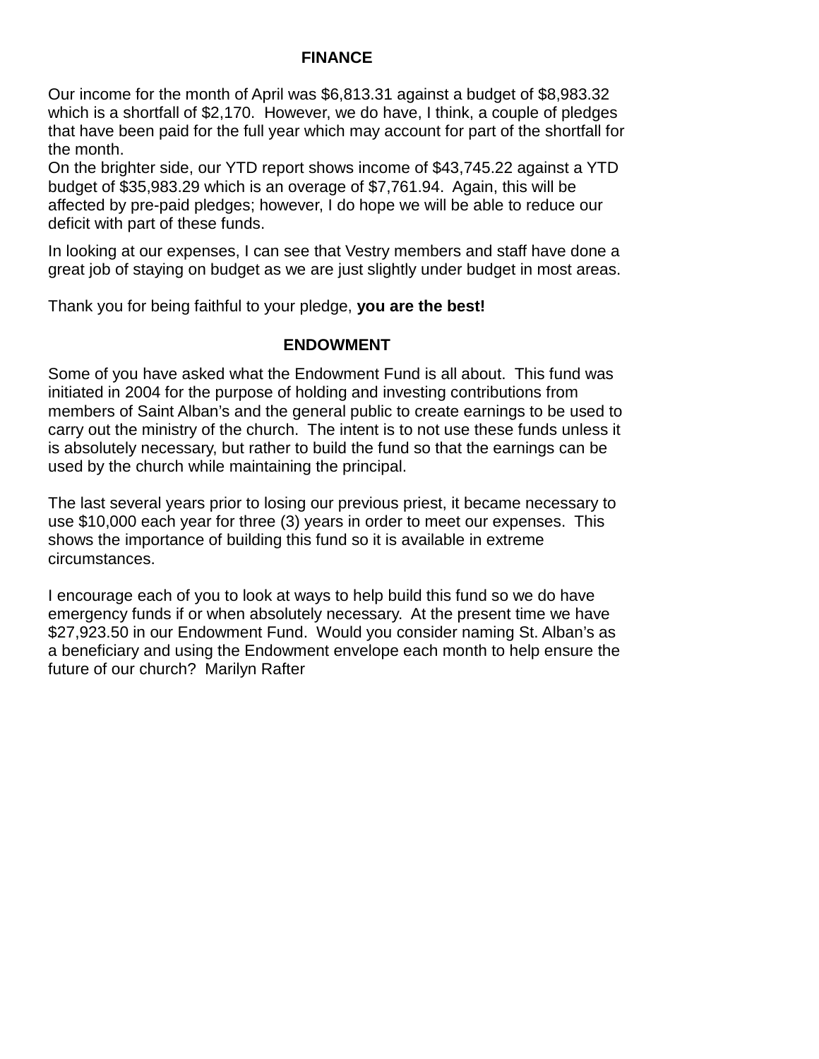## FINANCE

Our income for the month of April was $6,813.31 against a budget of $8,983.32 which is a shortfall of $2,170. However, we do have, I think, a couple of pledges that have been paid for the full year which may account for part of the shortfall for the month.
On the brighter side, our YTD report shows income of $43,745.22 against a YTD budget of $35,983.29 which is an overage of $7,761.94. Again, this will be affected by pre-paid pledges; however, I do hope we will be able to reduce our deficit with part of these funds.

In looking at our expenses, I can see that Vestry members and staff have done a great job of staying on budget as we are just slightly under budget in most areas.

Thank you for being faithful to your pledge, **you are the best!**

## ENDOWMENT

Some of you have asked what the Endowment Fund is all about. This fund was initiated in 2004 for the purpose of holding and investing contributions from members of Saint Alban's and the general public to create earnings to be used to carry out the ministry of the church. The intent is to not use these funds unless it is absolutely necessary, but rather to build the fund so that the earnings can be used by the church while maintaining the principal.

The last several years prior to losing our previous priest, it became necessary to use $10,000 each year for three (3) years in order to meet our expenses. This shows the importance of building this fund so it is available in extreme circumstances.

I encourage each of you to look at ways to help build this fund so we do have emergency funds if or when absolutely necessary. At the present time we have $27,923.50 in our Endowment Fund. Would you consider naming St. Alban's as a beneficiary and using the Endowment envelope each month to help ensure the future of our church? Marilyn Rafter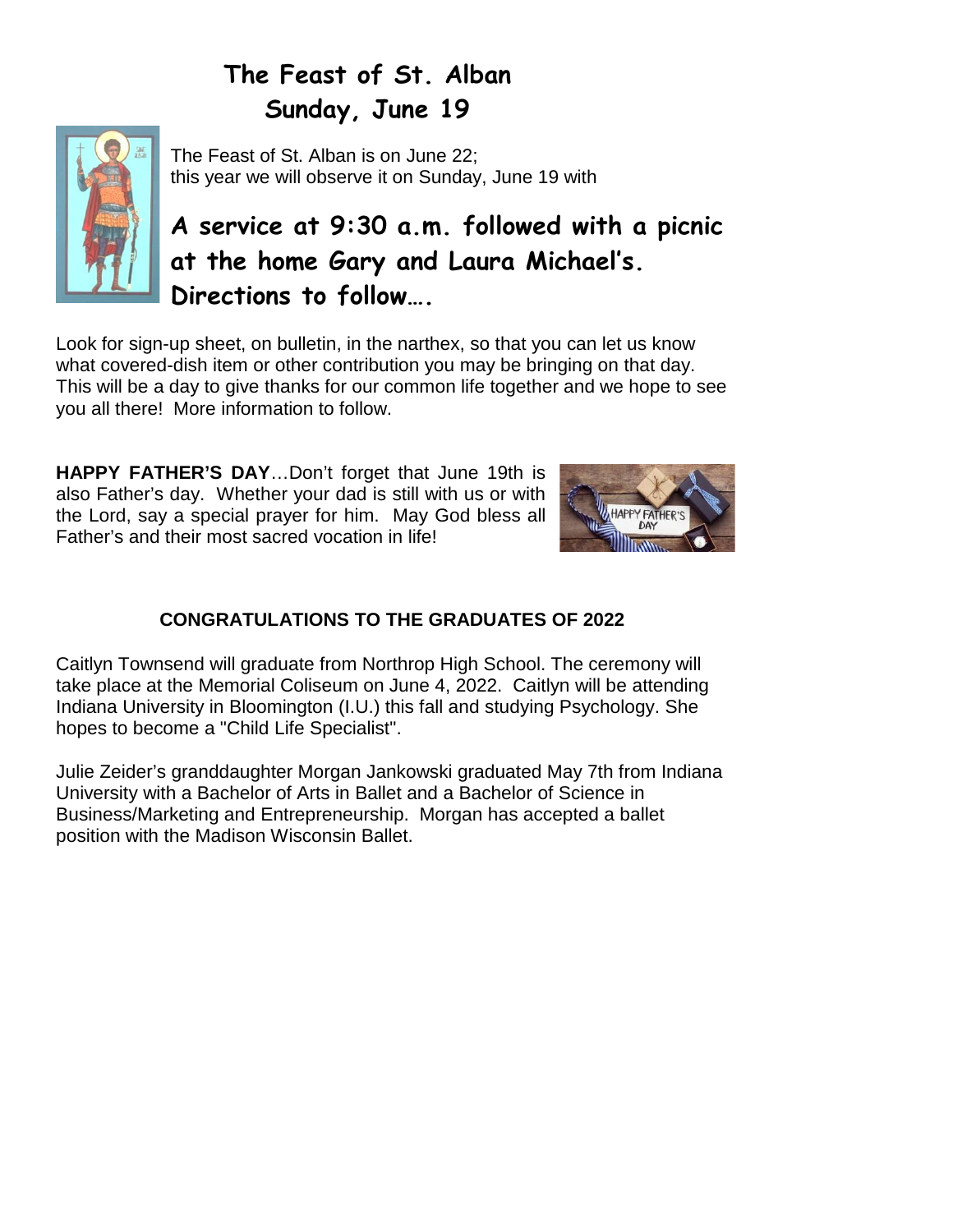# The Feast of St. Alban
# Sunday, June 19

The Feast of St. Alban is on June 22;
this year we will observe it on Sunday, June 19 with

## A service at 9:30 a.m. followed with a picnic at the home Gary and Laura Michael's. Directions to follow….

Look for sign-up sheet, on bulletin, in the narthex, so that you can let us know what covered-dish item or other contribution you may be bringing on that day. This will be a day to give thanks for our common life together and we hope to see you all there! More information to follow.

**HAPPY FATHER'S DAY**…Don't forget that June 19th is also Father's day. Whether your dad is still with us or with the Lord, say a special prayer for him. May God bless all Father's and their most sacred vocation in life!

### CONGRATULATIONS TO THE GRADUATES OF 2022

Caitlyn Townsend will graduate from Northrop High School. The ceremony will take place at the Memorial Coliseum on June 4, 2022. Caitlyn will be attending Indiana University in Bloomington (I.U.) this fall and studying Psychology. She hopes to become a "Child Life Specialist".

Julie Zeider's granddaughter Morgan Jankowski graduated May 7th from Indiana University with a Bachelor of Arts in Ballet and a Bachelor of Science in Business/Marketing and Entrepreneurship. Morgan has accepted a ballet position with the Madison Wisconsin Ballet.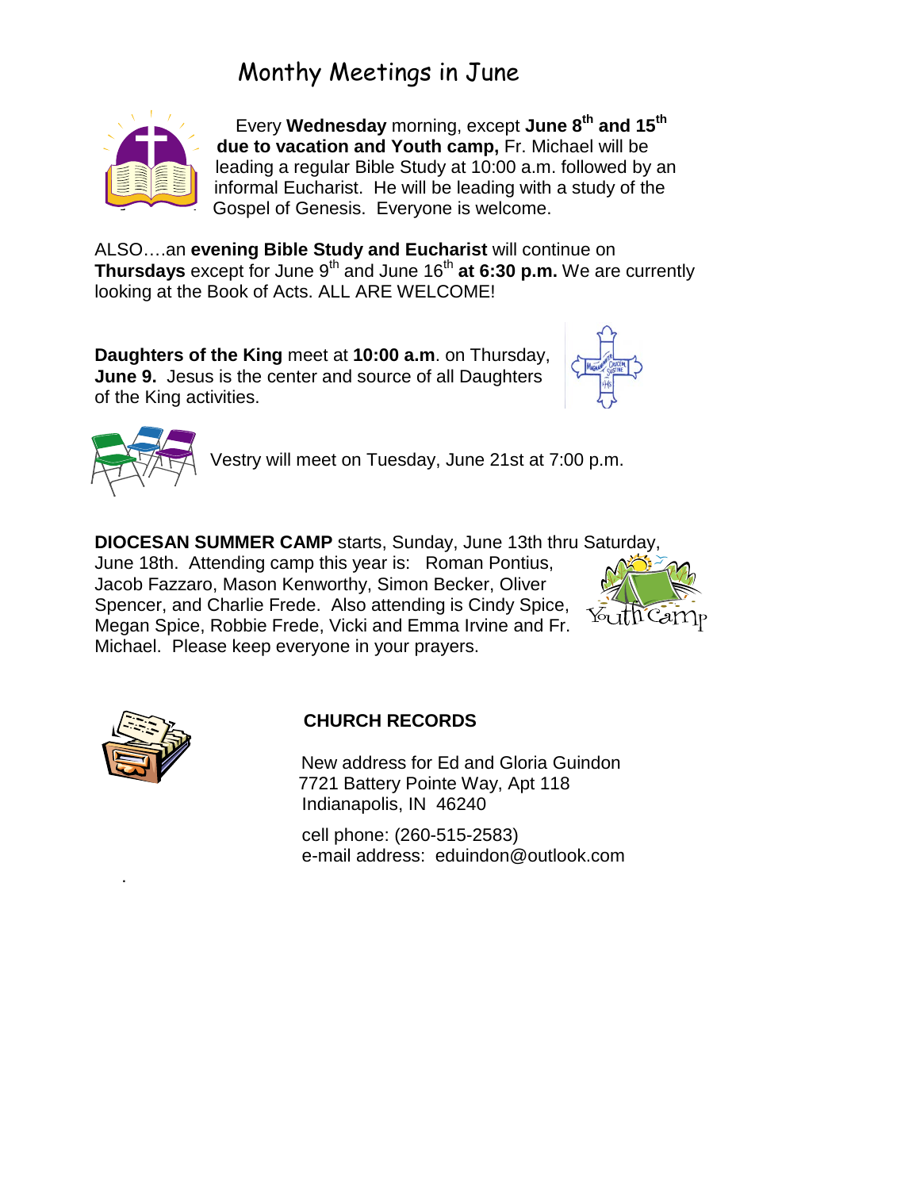# Monthy Meetings in June

Every **Wednesday** morning, except **June 8th and 15th due to vacation and Youth camp,** Fr. Michael will be leading a regular Bible Study at 10:00 a.m. followed by an informal Eucharist. He will be leading with a study of the Gospel of Genesis. Everyone is welcome.

ALSO….an **evening Bible Study and Eucharist** will continue on **Thursdays** except for June 9th and June 16th **at 6:30 p.m.** We are currently looking at the Book of Acts. ALL ARE WELCOME!

**Daughters of the King** meet at **10:00 a.m**. on Thursday, **June 9.** Jesus is the center and source of all Daughters of the King activities.

Vestry will meet on Tuesday, June 21st at 7:00 p.m.

**DIOCESAN SUMMER CAMP** starts, Sunday, June 13th thru Saturday, June 18th. Attending camp this year is: Roman Pontius, Jacob Fazzaro, Mason Kenworthy, Simon Becker, Oliver Spencer, and Charlie Frede. Also attending is Cindy Spice, Megan Spice, Robbie Frede, Vicki and Emma Irvine and Fr. Michael. Please keep everyone in your prayers.

**CHURCH RECORDS**

New address for Ed and Gloria Guindon
7721 Battery Pointe Way, Apt 118
Indianapolis, IN 46240

cell phone: (260-515-2583)
e-mail address: eduindon@outlook.com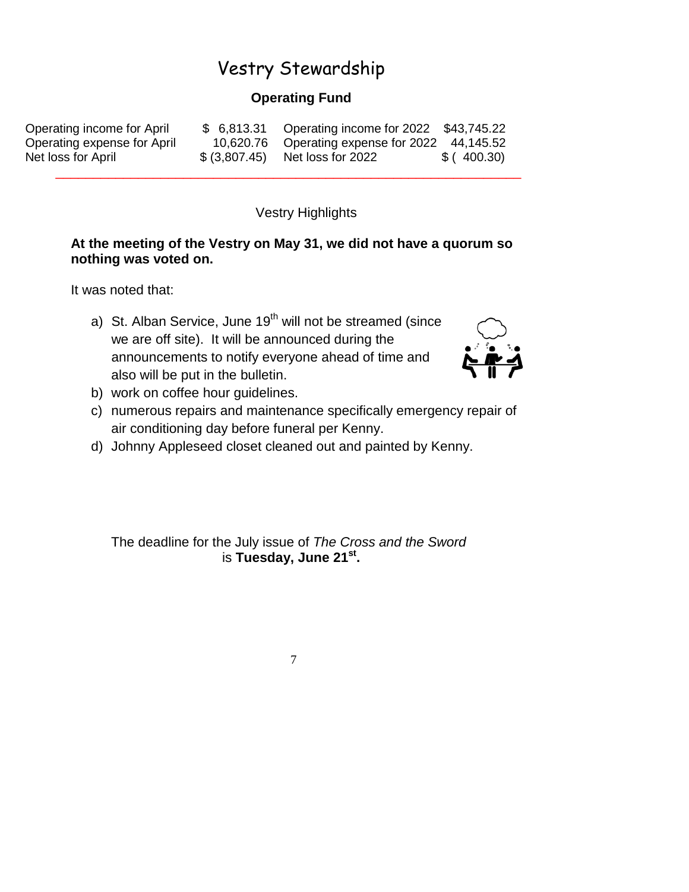# Vestry Stewardship

## Operating Fund

| | | | |
|---|---|---|---|
| Operating income for April | $ 6,813.31 | Operating income for 2022 | $43,745.22 |
| Operating expense for April | 10,620.76 | Operating expense for 2022 | 44,145.52 |
| Net loss for April | $ (3,807.45) | Net loss for 2022 | $ ( 400.30) |

---

### Vestry Highlights

**At the meeting of the Vestry on May 31, we did not have a quorum so nothing was voted on.**

It was noted that:

a) St. Alban Service, June 19th will not be streamed (since we are off site). It will be announced during the announcements to notify everyone ahead of time and also will be put in the bulletin.
b) work on coffee hour guidelines.
c) numerous repairs and maintenance specifically emergency repair of air conditioning day before funeral per Kenny.
d) Johnny Appleseed closet cleaned out and painted by Kenny.

The deadline for the July issue of *The Cross and the Sword* is **Tuesday, June 21st.**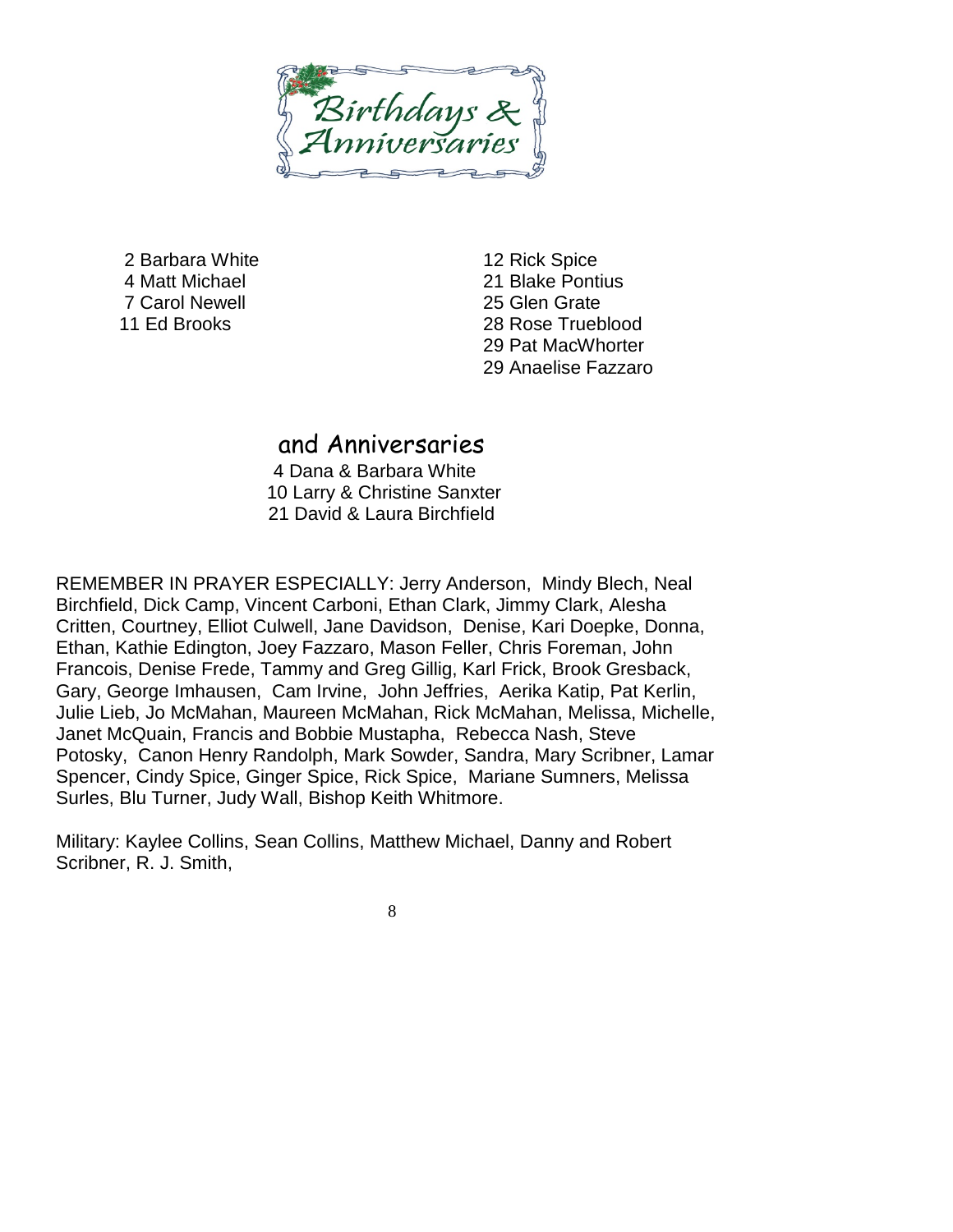# Birthdays & Anniversaries

2 Barbara White
4 Matt Michael
7 Carol Newell
11 Ed Brooks
12 Rick Spice
21 Blake Pontius
25 Glen Grate
28 Rose Trueblood
29 Pat MacWhorter
29 Anaelise Fazzaro

## and Anniversaries

4 Dana & Barbara White
10 Larry & Christine Sanxter
21 David & Laura Birchfield

REMEMBER IN PRAYER ESPECIALLY: Jerry Anderson, Mindy Blech, Neal Birchfield, Dick Camp, Vincent Carboni, Ethan Clark, Jimmy Clark, Alesha Critten, Courtney, Elliot Culwell, Jane Davidson, Denise, Kari Doepke, Donna, Ethan, Kathie Edington, Joey Fazzaro, Mason Feller, Chris Foreman, John Francois, Denise Frede, Tammy and Greg Gillig, Karl Frick, Brook Gresback, Gary, George Imhausen, Cam Irvine, John Jeffries, Aerika Katip, Pat Kerlin, Julie Lieb, Jo McMahan, Maureen McMahan, Rick McMahan, Melissa, Michelle, Janet McQuain, Francis and Bobbie Mustapha, Rebecca Nash, Steve Potosky, Canon Henry Randolph, Mark Sowder, Sandra, Mary Scribner, Lamar Spencer, Cindy Spice, Ginger Spice, Rick Spice, Mariane Sumners, Melissa Surles, Blu Turner, Judy Wall, Bishop Keith Whitmore.

Military: Kaylee Collins, Sean Collins, Matthew Michael, Danny and Robert Scribner, R. J. Smith,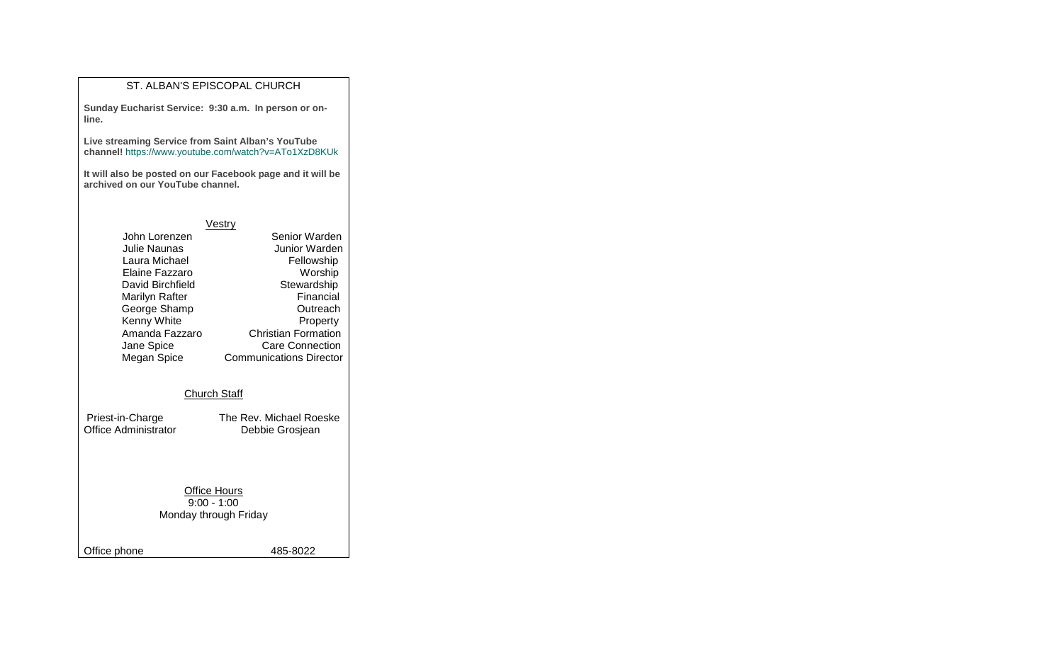# ST. ALBAN'S EPISCOPAL CHURCH

**Sunday Eucharist Service: 9:30 a.m. In person or on-line.**

**Live streaming Service from Saint Alban's YouTube channel!** https://www.youtube.com/watch?v=ATo1XzD8KUk

**It will also be posted on our Facebook page and it will be archived on our YouTube channel.**

## Vestry

| | |
|---|---|
| John Lorenzen | Senior Warden |
| Julie Naunas | Junior Warden |
| Laura Michael | Fellowship |
| Elaine Fazzaro | Worship |
| David Birchfield | Stewardship |
| Marilyn Rafter | Financial |
| George Shamp | Outreach |
| Kenny White | Property |
| Amanda Fazzaro | Christian Formation |
| Jane Spice | Care Connection |
| Megan Spice | Communications Director |

## Church Staff

| | |
|---|---|
| Priest-in-Charge | The Rev. Michael Roeske |
| Office Administrator | Debbie Grosjean |

## Office Hours

9:00 - 1:00
Monday through Friday

Office phone 485-8022